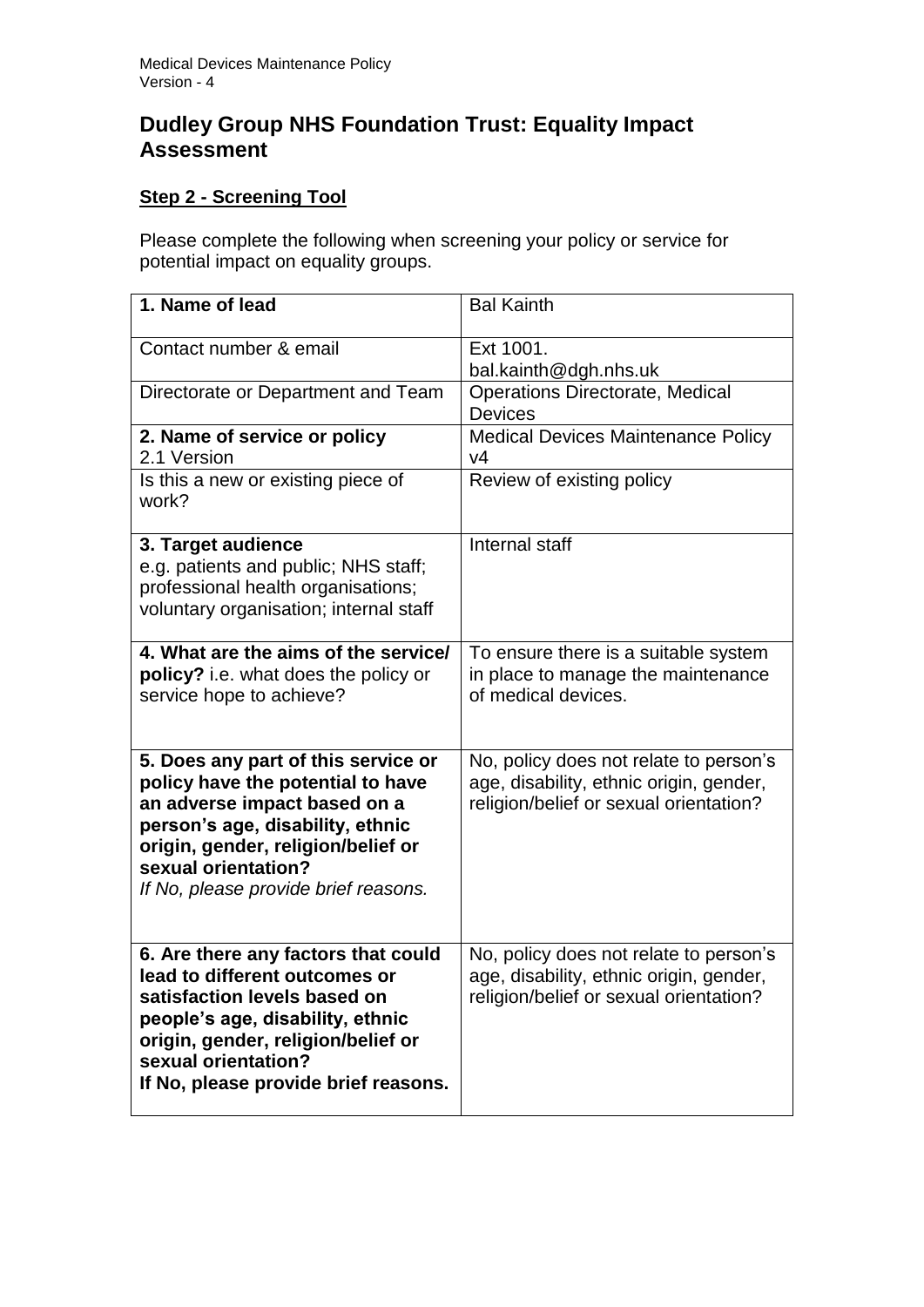# Dudley Group NHS Foundation Trust: Equality Impact Assessment

**Step 2 - Screening Tool**

Please complete the following when screening your policy or service for potential impact on equality groups.

| **1. Name of lead** | Bal Kainth |
|---|---|
| Contact number & email | Ext 1001.<br>bal.kainth@dgh.nhs.uk |
| Directorate or Department and Team | Operations Directorate, Medical Devices |
| **2. Name of service or policy**<br>2.1 Version | Medical Devices Maintenance Policy<br>v4 |
| Is this a new or existing piece of work? | Review of existing policy |
| **3. Target audience**<br>e.g. patients and public; NHS staff; professional health organisations; voluntary organisation; internal staff | Internal staff |
| **4. What are the aims of the service/ policy?** i.e. what does the policy or service hope to achieve? | To ensure there is a suitable system in place to manage the maintenance of medical devices. |
| **5. Does any part of this service or policy have the potential to have an adverse impact based on a person's age, disability, ethnic origin, gender, religion/belief or sexual orientation?**<br>*If No, please provide brief reasons.* | No, policy does not relate to person's age, disability, ethnic origin, gender, religion/belief or sexual orientation? |
| **6. Are there any factors that could lead to different outcomes or satisfaction levels based on people's age, disability, ethnic origin, gender, religion/belief or sexual orientation?**<br>**If No, please provide brief reasons.** | No, policy does not relate to person's age, disability, ethnic origin, gender, religion/belief or sexual orientation? |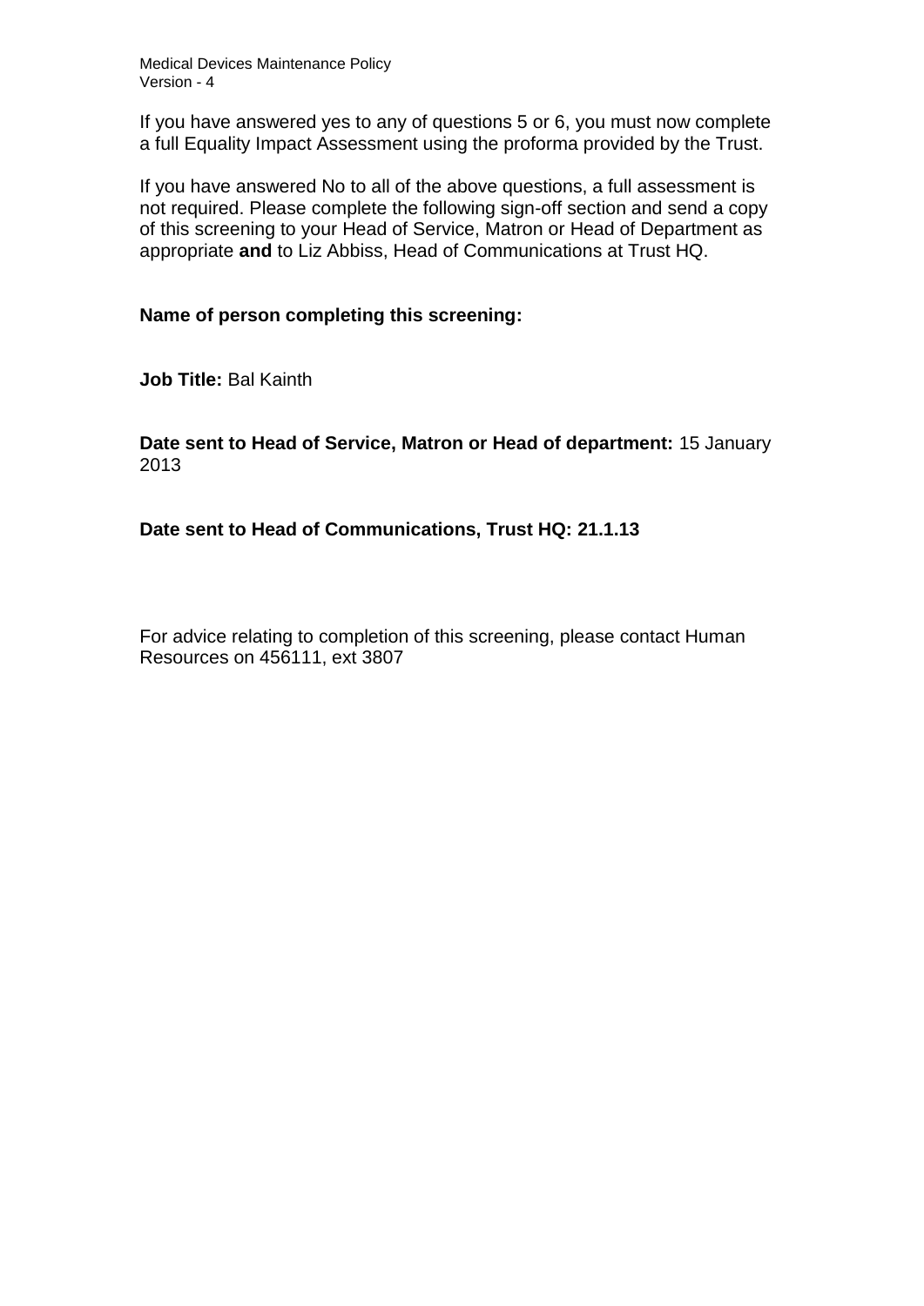If you have answered yes to any of questions 5 or 6, you must now complete a full Equality Impact Assessment using the proforma provided by the Trust.

If you have answered No to all of the above questions, a full assessment is not required. Please complete the following sign-off section and send a copy of this screening to your Head of Service, Matron or Head of Department as appropriate **and** to Liz Abbiss, Head of Communications at Trust HQ.

**Name of person completing this screening:**

**Job Title:** Bal Kainth

**Date sent to Head of Service, Matron or Head of department:** 15 January 2013

**Date sent to Head of Communications, Trust HQ: 21.1.13**

For advice relating to completion of this screening, please contact Human Resources on 456111, ext 3807